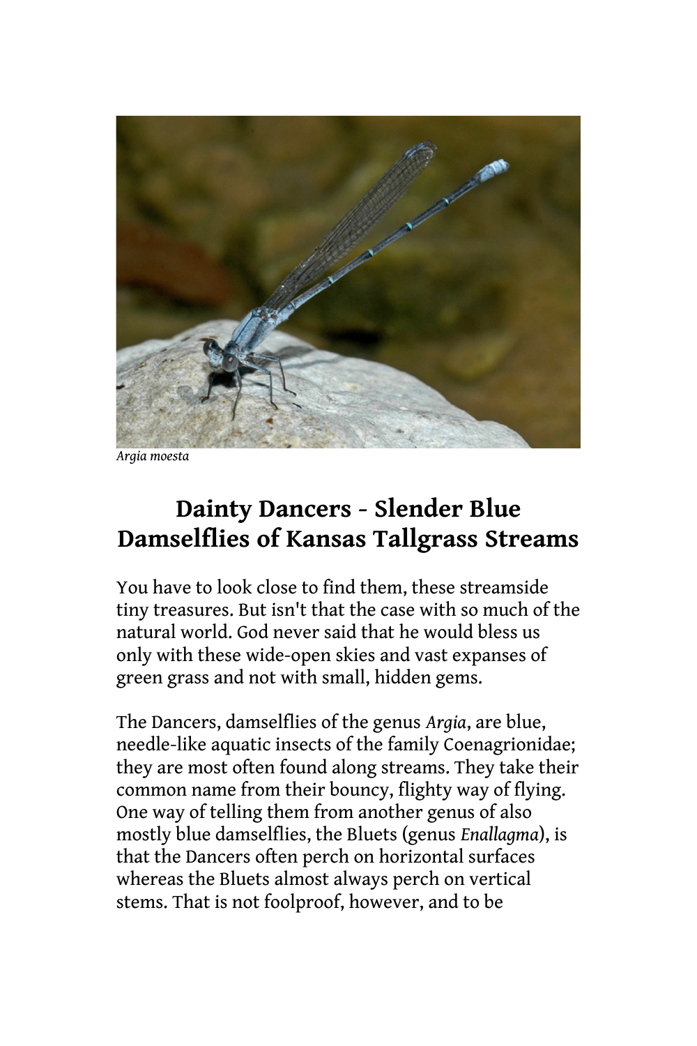*Argia moesta*

# Dainty Dancers - Slender Blue Damselflies of Kansas Tallgrass Streams

You have to look close to find them, these streamside tiny treasures. But isn't that the case with so much of the natural world. God never said that he would bless us only with these wide-open skies and vast expanses of green grass and not with small, hidden gems.

The Dancers, damselflies of the genus *Argia*, are blue, needle-like aquatic insects of the family Coenagrionidae; they are most often found along streams. They take their common name from their bouncy, flighty way of flying. One way of telling them from another genus of also mostly blue damselflies, the Bluets (genus *Enallagma*), is that the Dancers often perch on horizontal surfaces whereas the Bluets almost always perch on vertical stems. That is not foolproof, however, and to be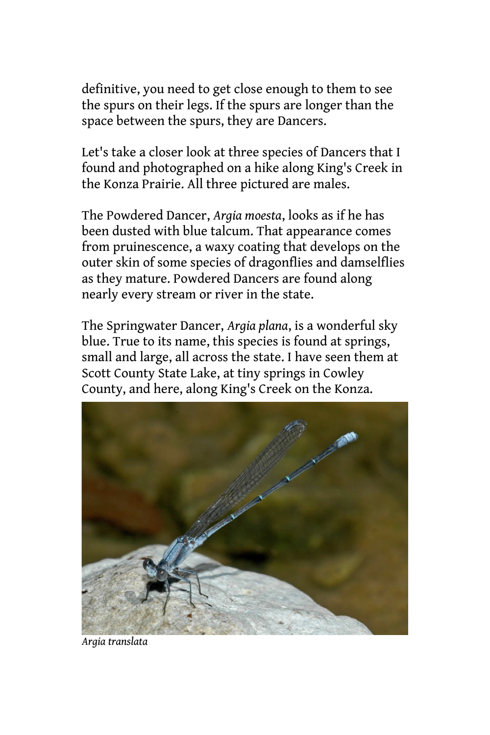definitive, you need to get close enough to them to see the spurs on their legs. If the spurs are longer than the space between the spurs, they are Dancers.

Let's take a closer look at three species of Dancers that I found and photographed on a hike along King's Creek in the Konza Prairie. All three pictured are males.

The Powdered Dancer, *Argia moesta*, looks as if he has been dusted with blue talcum. That appearance comes from pruinescence, a waxy coating that develops on the outer skin of some species of dragonflies and damselflies as they mature. Powdered Dancers are found along nearly every stream or river in the state.

The Springwater Dancer, *Argia plana*, is a wonderful sky blue. True to its name, this species is found at springs, small and large, all across the state. I have seen them at Scott County State Lake, at tiny springs in Cowley County, and here, along King's Creek on the Konza.

*Argia translata*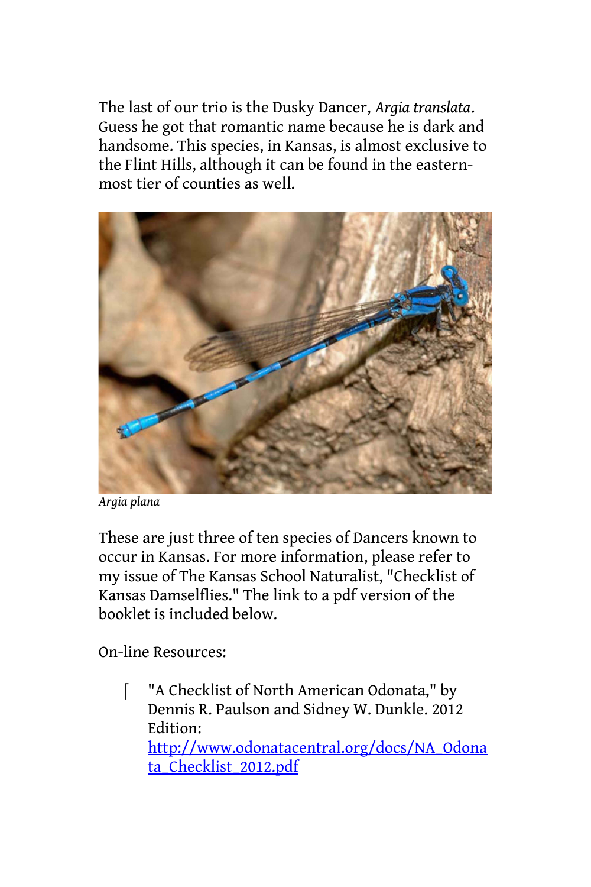The last of our trio is the Dusky Dancer, *Argia translata*. Guess he got that romantic name because he is dark and handsome. This species, in Kansas, is almost exclusive to the Flint Hills, although it can be found in the eastern-most tier of counties as well.

*Argia plana*

These are just three of ten species of Dancers known to occur in Kansas. For more information, please refer to my issue of The Kansas School Naturalist, "Checklist of Kansas Damselflies." The link to a pdf version of the booklet is included below.

On-line Resources:

- "A Checklist of North American Odonata," by Dennis R. Paulson and Sidney W. Dunkle. 2012 Edition: http://www.odonatacentral.org/docs/NA_Odonata_Checklist_2012.pdf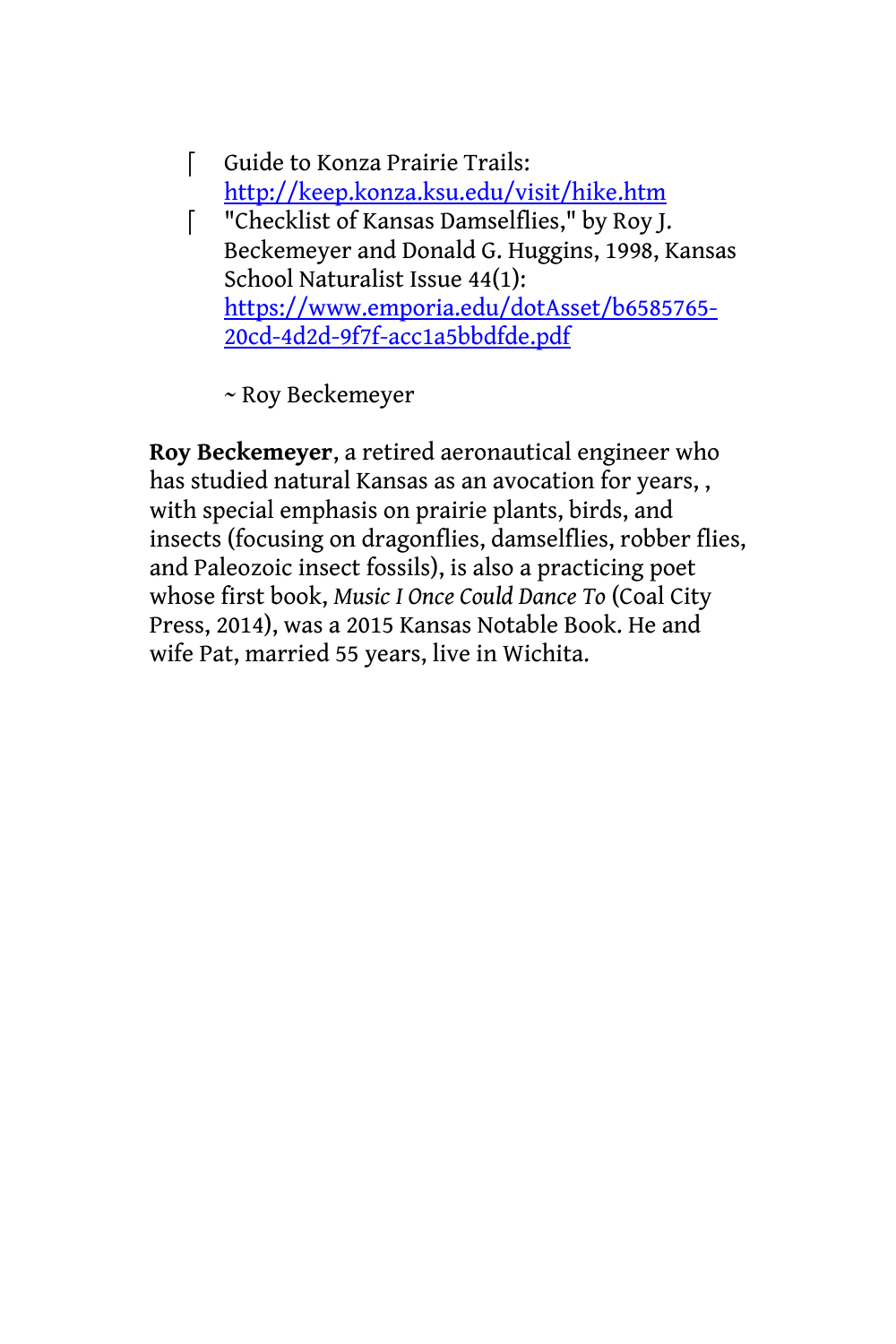- Guide to Konza Prairie Trails: [http://keep.konza.ksu.edu/visit/hike.htm](http://keep.konza.ksu.edu/visit/hike.htm)
- "Checklist of Kansas Damselflies," by Roy J. Beckemeyer and Donald G. Huggins, 1998, Kansas School Naturalist Issue 44(1): [https://www.emporia.edu/dotAsset/b6585765-20cd-4d2d-9f7f-acc1a5bbdfde.pdf](https://www.emporia.edu/dotAsset/b6585765-20cd-4d2d-9f7f-acc1a5bbdfde.pdf)

  ~ Roy Beckemeyer

**Roy Beckemeyer**, a retired aeronautical engineer who has studied natural Kansas as an avocation for years, , with special emphasis on prairie plants, birds, and insects (focusing on dragonflies, damselflies, robber flies, and Paleozoic insect fossils), is also a practicing poet whose first book, *Music I Once Could Dance To* (Coal City Press, 2014), was a 2015 Kansas Notable Book. He and wife Pat, married 55 years, live in Wichita.